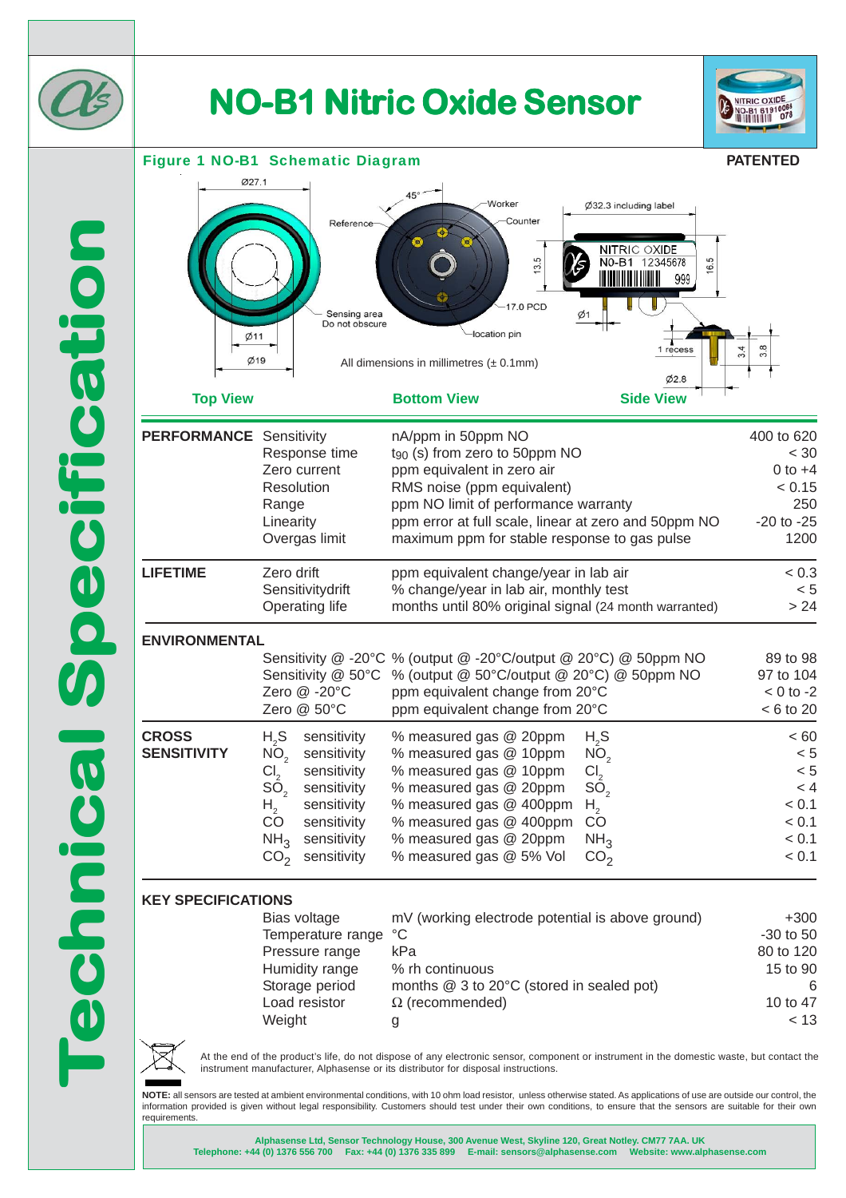# NO-B1 Nitric Oxide Sensor

**Technical Specification**

## Figure 1 NO-B1 Schematic Diagram

**PATENTED**

Top View — Bottom View — Side View

All dimensions in millimetres (± 0.1mm)

| | | | |
|---|---|---|---|
| **PERFORMANCE** | Sensitivity | nA/ppm in 50ppm NO | 400 to 620 |
| | Response time | $t_{90}$ (s) from zero to 50ppm NO | < 30 |
| | Zero current | ppm equivalent in zero air | 0 to +4 |
| | Resolution | RMS noise (ppm equivalent) | < 0.15 |
| | Range | ppm NO limit of performance warranty | 250 |
| | Linearity | ppm error at full scale, linear at zero and 50ppm NO | -20 to -25 |
| | Overgas limit | maximum ppm for stable response to gas pulse | 1200 |
| **LIFETIME** | Zero drift | ppm equivalent change/year in lab air | < 0.3 |
| | Sensitivitydrift | % change/year in lab air, monthly test | < 5 |
| | Operating life | months until 80% original signal (24 month warranted) | > 24 |
| **ENVIRONMENTAL** | | | |
| | Sensitivity @ -20°C | % (output @ -20°C/output @ 20°C) @ 50ppm NO | 89 to 98 |
| | Sensitivity @ 50°C | % (output @ 50°C/output @ 20°C) @ 50ppm NO | 97 to 104 |
| | Zero @ -20°C | ppm equivalent change from 20°C | < 0 to -2 |
| | Zero @ 50°C | ppm equivalent change from 20°C | < 6 to 20 |
| **CROSS SENSITIVITY** | $H_2S$ sensitivity | % measured gas @ 20ppm $H_2S$ | < 60 |
| | $NO_2$ sensitivity | % measured gas @ 10ppm $NO_2$ | < 5 |
| | $Cl_2$ sensitivity | % measured gas @ 10ppm $Cl_2$ | < 5 |
| | $SO_2$ sensitivity | % measured gas @ 20ppm $SO_2$ | < 4 |
| | $H_2$ sensitivity | % measured gas @ 400ppm $H_2$ | < 0.1 |
| | CO sensitivity | % measured gas @ 400ppm CO | < 0.1 |
| | $NH_3$ sensitivity | % measured gas @ 20ppm $NH_3$ | < 0.1 |
| | $CO_2$ sensitivity | % measured gas @ 5% Vol $CO_2$ | < 0.1 |

**KEY SPECIFICATIONS**

| | | |
|---|---|---|
| Bias voltage | mV (working electrode potential is above ground) | +300 |
| Temperature range | °C | -30 to 50 |
| Pressure range | kPa | 80 to 120 |
| Humidity range | % rh continuous | 15 to 90 |
| Storage period | months @ 3 to 20°C (stored in sealed pot) | 6 |
| Load resistor | Ω (recommended) | 10 to 47 |
| Weight | g | < 13 |

At the end of the product's life, do not dispose of any electronic sensor, component or instrument in the domestic waste, but contact the instrument manufacturer, Alphasense or its distributor for disposal instructions.

**NOTE:** all sensors are tested at ambient environmental conditions, with 10 ohm load resistor, unless otherwise stated. As applications of use are outside our control, the information provided is given without legal responsibility. Customers should test under their own conditions, to ensure that the sensors are suitable for their own requirements.

**Alphasense Ltd, Sensor Technology House, 300 Avenue West, Skyline 120, Great Notley. CM77 7AA. UK**
**Telephone: +44 (0) 1376 556 700 Fax: +44 (0) 1376 335 899 E-mail: sensors@alphasense.com Website: www.alphasense.com**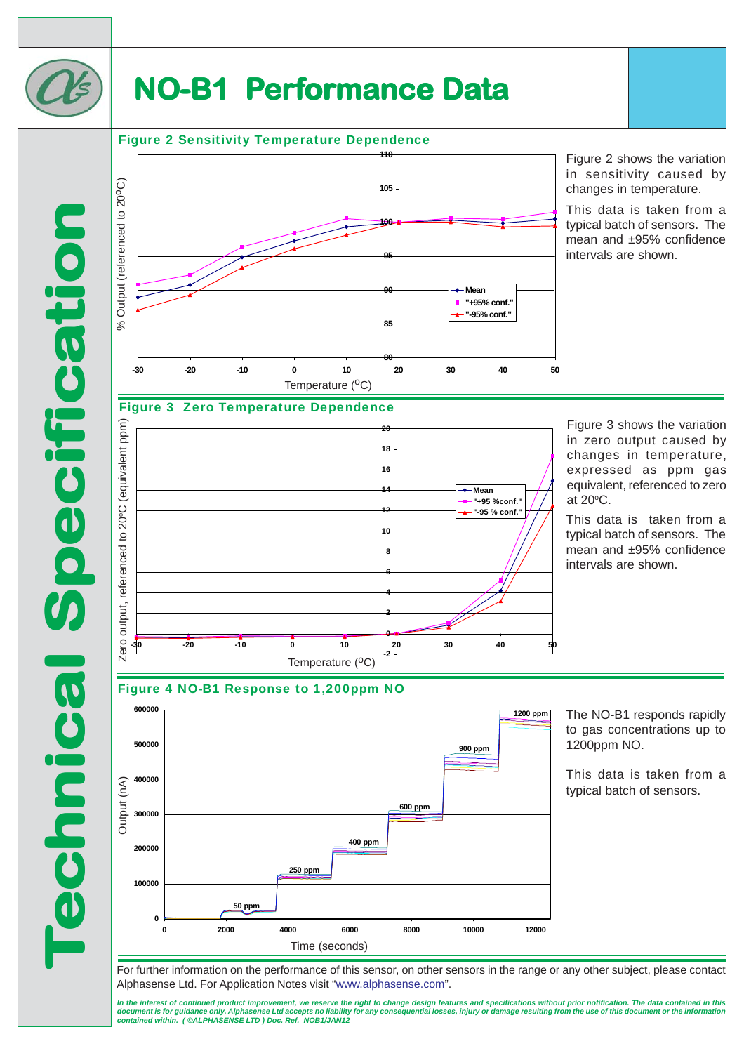# NO-B1 Performance Data

Technical Specification

## Figure 2 Sensitivity Temperature Dependence

% Output (referenced to 20°C)

110
105
100
95
90
85
80

-30 -20 -10 0 10 20 30 40 50

Temperature (°C)

Mean
"+95% conf."
"-95% conf."

Figure 2 shows the variation in sensitivity caused by changes in temperature.

This data is taken from a typical batch of sensors. The mean and ±95% confidence intervals are shown.

## Figure 3 Zero Temperature Dependence

Zero output, referenced to 20°C (equivalent ppm)

20
18
16
14
12
10
8
6
4
2
0
-2

-30 -20 -10 0 10 20 30 40 50

Temperature (°C)

Mean
"+95 %conf."
"-95 % conf."

Figure 3 shows the variation in zero output caused by changes in temperature, expressed as ppm gas equivalent, referenced to zero at 20°C.

This data is taken from a typical batch of sensors. The mean and ±95% confidence intervals are shown.

## Figure 4 NO-B1 Response to 1,200ppm NO

Output (nA)

600000
500000
400000
300000
200000
100000
0

0 2000 4000 6000 8000 10000 12000

Time (seconds)

50 ppm
250 ppm
400 ppm
600 ppm
900 ppm
1200 ppm

The NO-B1 responds rapidly to gas concentrations up to 1200ppm NO.

This data is taken from a typical batch of sensors.

For further information on the performance of this sensor, on other sensors in the range or any other subject, please contact Alphasense Ltd. For Application Notes visit "www.alphasense.com".

*In the interest of continued product improvement, we reserve the right to change design features and specifications without prior notification. The data contained in this document is for guidance only. Alphasense Ltd accepts no liability for any consequential losses, injury or damage resulting from the use of this document or the information contained within. ( ©ALPHASENSE LTD ) Doc. Ref. NOB1/JAN12*